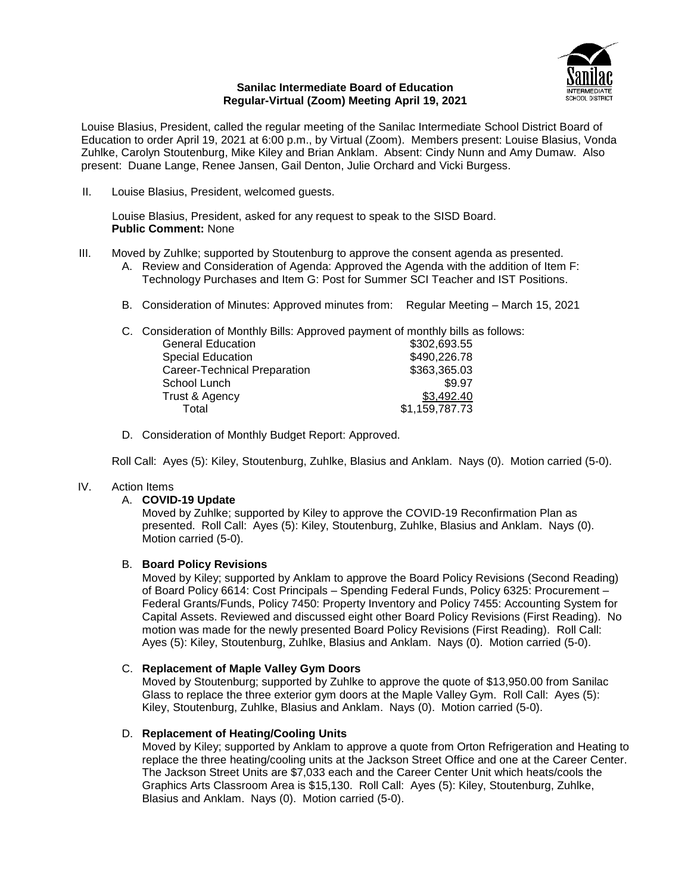**Sanilac Intermediate Board of Education**
**Regular-Virtual (Zoom) Meeting April 19, 2021**

Louise Blasius, President, called the regular meeting of the Sanilac Intermediate School District Board of Education to order April 19, 2021 at 6:00 p.m., by Virtual (Zoom). Members present: Louise Blasius, Vonda Zuhlke, Carolyn Stoutenburg, Mike Kiley and Brian Anklam. Absent: Cindy Nunn and Amy Dumaw. Also present: Duane Lange, Renee Jansen, Gail Denton, Julie Orchard and Vicki Burgess.

II. Louise Blasius, President, welcomed guests.

Louise Blasius, President, asked for any request to speak to the SISD Board.
**Public Comment:** None

III. Moved by Zuhlke; supported by Stoutenburg to approve the consent agenda as presented.

A. Review and Consideration of Agenda: Approved the Agenda with the addition of Item F: Technology Purchases and Item G: Post for Summer SCI Teacher and IST Positions.

B. Consideration of Minutes: Approved minutes from: Regular Meeting – March 15, 2021

C. Consideration of Monthly Bills: Approved payment of monthly bills as follows:

| | |
|---|---|
| General Education | $302,693.55 |
| Special Education | $490,226.78 |
| Career-Technical Preparation | $363,365.03 |
| School Lunch | $9.97 |
| Trust & Agency | $3,492.40 |
| Total | $1,159,787.73 |

D. Consideration of Monthly Budget Report: Approved.

Roll Call: Ayes (5): Kiley, Stoutenburg, Zuhlke, Blasius and Anklam. Nays (0). Motion carried (5-0).

IV. Action Items

A. **COVID-19 Update**
Moved by Zuhlke; supported by Kiley to approve the COVID-19 Reconfirmation Plan as presented. Roll Call: Ayes (5): Kiley, Stoutenburg, Zuhlke, Blasius and Anklam. Nays (0). Motion carried (5-0).

B. **Board Policy Revisions**
Moved by Kiley; supported by Anklam to approve the Board Policy Revisions (Second Reading) of Board Policy 6614: Cost Principals – Spending Federal Funds, Policy 6325: Procurement – Federal Grants/Funds, Policy 7450: Property Inventory and Policy 7455: Accounting System for Capital Assets. Reviewed and discussed eight other Board Policy Revisions (First Reading). No motion was made for the newly presented Board Policy Revisions (First Reading). Roll Call: Ayes (5): Kiley, Stoutenburg, Zuhlke, Blasius and Anklam. Nays (0). Motion carried (5-0).

C. **Replacement of Maple Valley Gym Doors**
Moved by Stoutenburg; supported by Zuhlke to approve the quote of $13,950.00 from Sanilac Glass to replace the three exterior gym doors at the Maple Valley Gym. Roll Call: Ayes (5): Kiley, Stoutenburg, Zuhlke, Blasius and Anklam. Nays (0). Motion carried (5-0).

D. **Replacement of Heating/Cooling Units**
Moved by Kiley; supported by Anklam to approve a quote from Orton Refrigeration and Heating to replace the three heating/cooling units at the Jackson Street Office and one at the Career Center. The Jackson Street Units are $7,033 each and the Career Center Unit which heats/cools the Graphics Arts Classroom Area is $15,130. Roll Call: Ayes (5): Kiley, Stoutenburg, Zuhlke, Blasius and Anklam. Nays (0). Motion carried (5-0).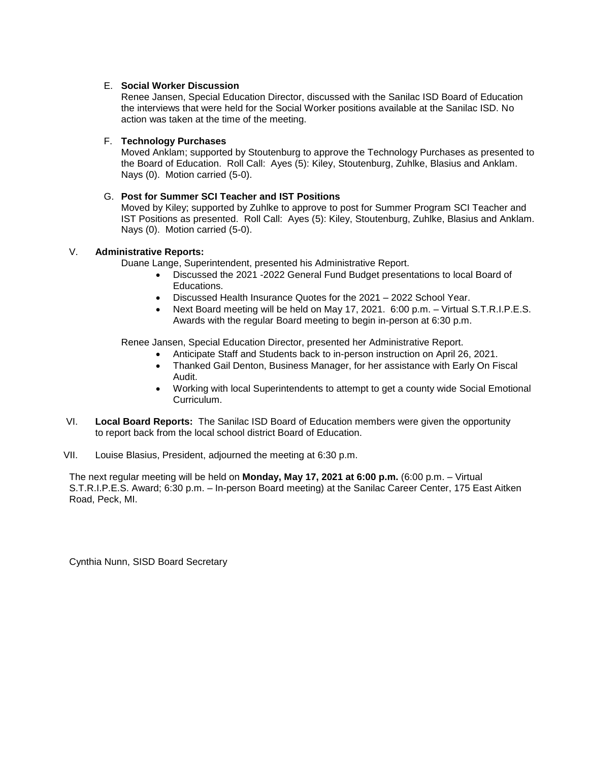E. **Social Worker Discussion**
Renee Jansen, Special Education Director, discussed with the Sanilac ISD Board of Education the interviews that were held for the Social Worker positions available at the Sanilac ISD. No action was taken at the time of the meeting.

F. **Technology Purchases**
Moved Anklam; supported by Stoutenburg to approve the Technology Purchases as presented to the Board of Education. Roll Call: Ayes (5): Kiley, Stoutenburg, Zuhlke, Blasius and Anklam. Nays (0). Motion carried (5-0).

G. **Post for Summer SCI Teacher and IST Positions**
Moved by Kiley; supported by Zuhlke to approve to post for Summer Program SCI Teacher and IST Positions as presented. Roll Call: Ayes (5): Kiley, Stoutenburg, Zuhlke, Blasius and Anklam. Nays (0). Motion carried (5-0).

V. **Administrative Reports:**

Duane Lange, Superintendent, presented his Administrative Report.

- Discussed the 2021 -2022 General Fund Budget presentations to local Board of Educations.
- Discussed Health Insurance Quotes for the 2021 – 2022 School Year.
- Next Board meeting will be held on May 17, 2021. 6:00 p.m. – Virtual S.T.R.I.P.E.S. Awards with the regular Board meeting to begin in-person at 6:30 p.m.

Renee Jansen, Special Education Director, presented her Administrative Report.

- Anticipate Staff and Students back to in-person instruction on April 26, 2021.
- Thanked Gail Denton, Business Manager, for her assistance with Early On Fiscal Audit.
- Working with local Superintendents to attempt to get a county wide Social Emotional Curriculum.

VI. **Local Board Reports:** The Sanilac ISD Board of Education members were given the opportunity to report back from the local school district Board of Education.

VII. Louise Blasius, President, adjourned the meeting at 6:30 p.m.

The next regular meeting will be held on **Monday, May 17, 2021 at 6:00 p.m.** (6:00 p.m. – Virtual S.T.R.I.P.E.S. Award; 6:30 p.m. – In-person Board meeting) at the Sanilac Career Center, 175 East Aitken Road, Peck, MI.

Cynthia Nunn, SISD Board Secretary